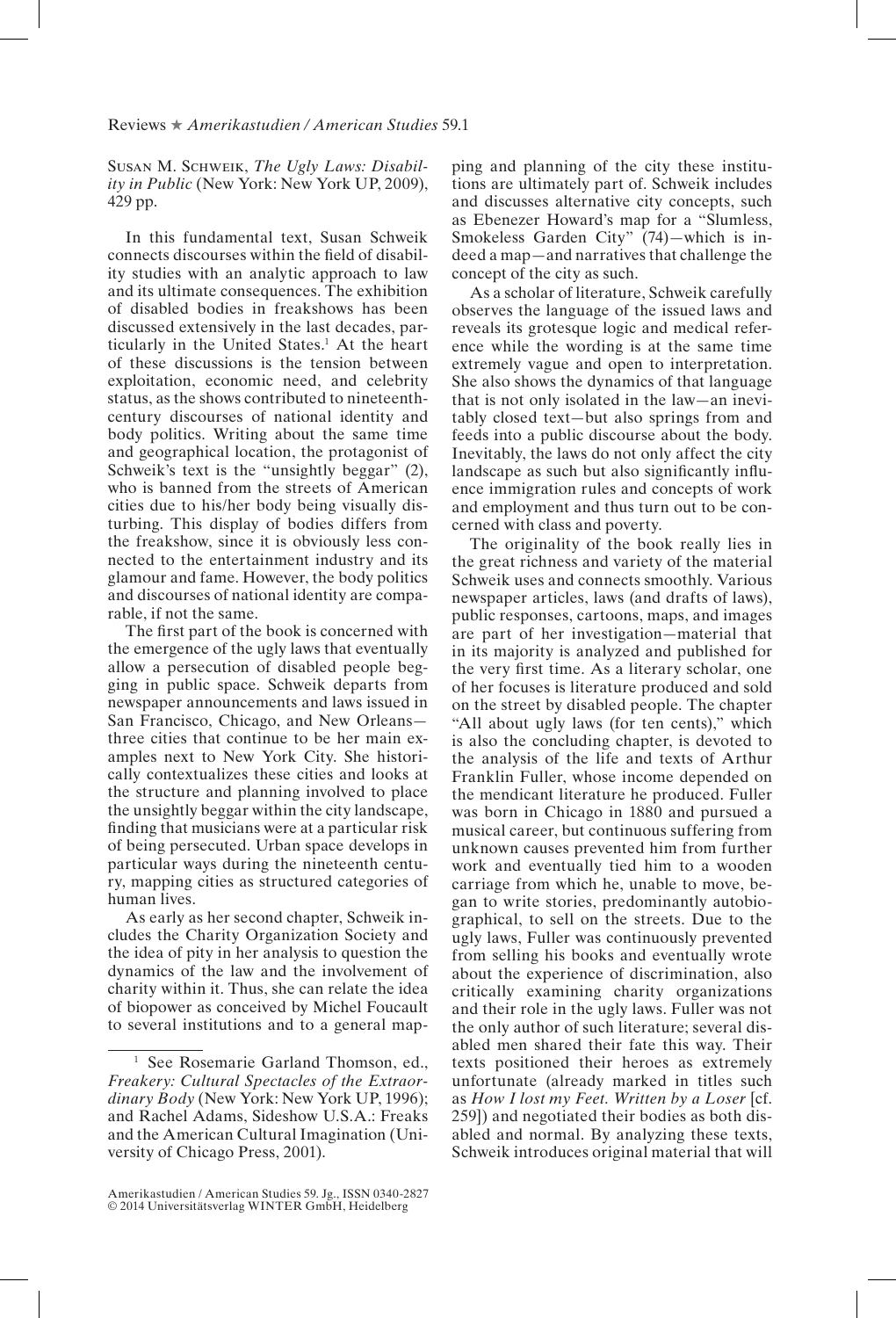Susan M. Schweik, *The Ugly Laws: Disability in Public* (New York: New York UP, 2009), 429 pp.

In this fundamental text, Susan Schweik connects discourses within the field of disability studies with an analytic approach to law and its ultimate consequences. The exhibition of disabled bodies in freakshows has been discussed extensively in the last decades, particularly in the United States.[1] At the heart of these discussions is the tension between exploitation, economic need, and celebrity status, as the shows contributed to nineteenth-century discourses of national identity and body politics. Writing about the same time and geographical location, the protagonist of Schweik's text is the "unsightly beggar" (2), who is banned from the streets of American cities due to his/her body being visually disturbing. This display of bodies differs from the freakshow, since it is obviously less connected to the entertainment industry and its glamour and fame. However, the body politics and discourses of national identity are comparable, if not the same.

The first part of the book is concerned with the emergence of the ugly laws that eventually allow a persecution of disabled people begging in public space. Schweik departs from newspaper announcements and laws issued in San Francisco, Chicago, and New Orleans—three cities that continue to be her main examples next to New York City. She historically contextualizes these cities and looks at the structure and planning involved to place the unsightly beggar within the city landscape, finding that musicians were at a particular risk of being persecuted. Urban space develops in particular ways during the nineteenth century, mapping cities as structured categories of human lives.

As early as her second chapter, Schweik includes the Charity Organization Society and the idea of pity in her analysis to question the dynamics of the law and the involvement of charity within it. Thus, she can relate the idea of biopower as conceived by Michel Foucault to several institutions and to a general mapping and planning of the city these institutions are ultimately part of. Schweik includes and discusses alternative city concepts, such as Ebenezer Howard's map for a "Slumless, Smokeless Garden City" (74)—which is indeed a map—and narratives that challenge the concept of the city as such.

As a scholar of literature, Schweik carefully observes the language of the issued laws and reveals its grotesque logic and medical reference while the wording is at the same time extremely vague and open to interpretation. She also shows the dynamics of that language that is not only isolated in the law—an inevitably closed text—but also springs from and feeds into a public discourse about the body. Inevitably, the laws do not only affect the city landscape as such but also significantly influence immigration rules and concepts of work and employment and thus turn out to be concerned with class and poverty.

The originality of the book really lies in the great richness and variety of the material Schweik uses and connects smoothly. Various newspaper articles, laws (and drafts of laws), public responses, cartoons, maps, and images are part of her investigation—material that in its majority is analyzed and published for the very first time. As a literary scholar, one of her focuses is literature produced and sold on the street by disabled people. The chapter "All about ugly laws (for ten cents)," which is also the concluding chapter, is devoted to the analysis of the life and texts of Arthur Franklin Fuller, whose income depended on the mendicant literature he produced. Fuller was born in Chicago in 1880 and pursued a musical career, but continuous suffering from unknown causes prevented him from further work and eventually tied him to a wooden carriage from which he, unable to move, began to write stories, predominantly autobiographical, to sell on the streets. Due to the ugly laws, Fuller was continuously prevented from selling his books and eventually wrote about the experience of discrimination, also critically examining charity organizations and their role in the ugly laws. Fuller was not the only author of such literature; several disabled men shared their fate this way. Their texts positioned their heroes as extremely unfortunate (already marked in titles such as *How I lost my Feet. Written by a Loser* [cf. 259]) and negotiated their bodies as both disabled and normal. By analyzing these texts, Schweik introduces original material that will

[1] See Rosemarie Garland Thomson, ed., *Freakery: Cultural Spectacles of the Extraordinary Body* (New York: New York UP, 1996); and Rachel Adams, Sideshow U.S.A.: Freaks and the American Cultural Imagination (University of Chicago Press, 2001).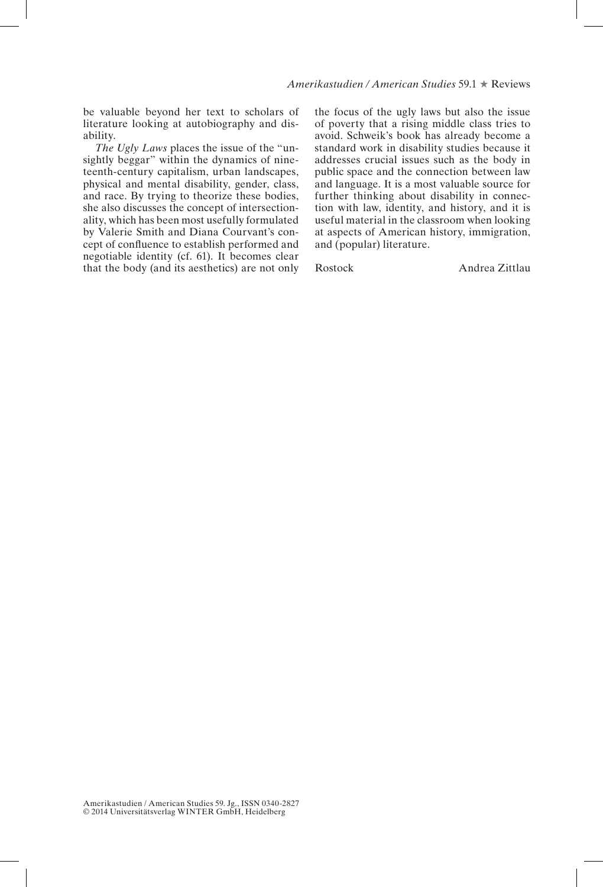be valuable beyond her text to scholars of literature looking at autobiography and disability.

*The Ugly Laws* places the issue of the "unsightly beggar" within the dynamics of nineteenth-century capitalism, urban landscapes, physical and mental disability, gender, class, and race. By trying to theorize these bodies, she also discusses the concept of intersectionality, which has been most usefully formulated by Valerie Smith and Diana Courvant's concept of confluence to establish performed and negotiable identity (cf. 61). It becomes clear that the body (and its aesthetics) are not only the focus of the ugly laws but also the issue of poverty that a rising middle class tries to avoid. Schweik's book has already become a standard work in disability studies because it addresses crucial issues such as the body in public space and the connection between law and language. It is a most valuable source for further thinking about disability in connection with law, identity, and history, and it is useful material in the classroom when looking at aspects of American history, immigration, and (popular) literature.

Rostock Andrea Zittlau